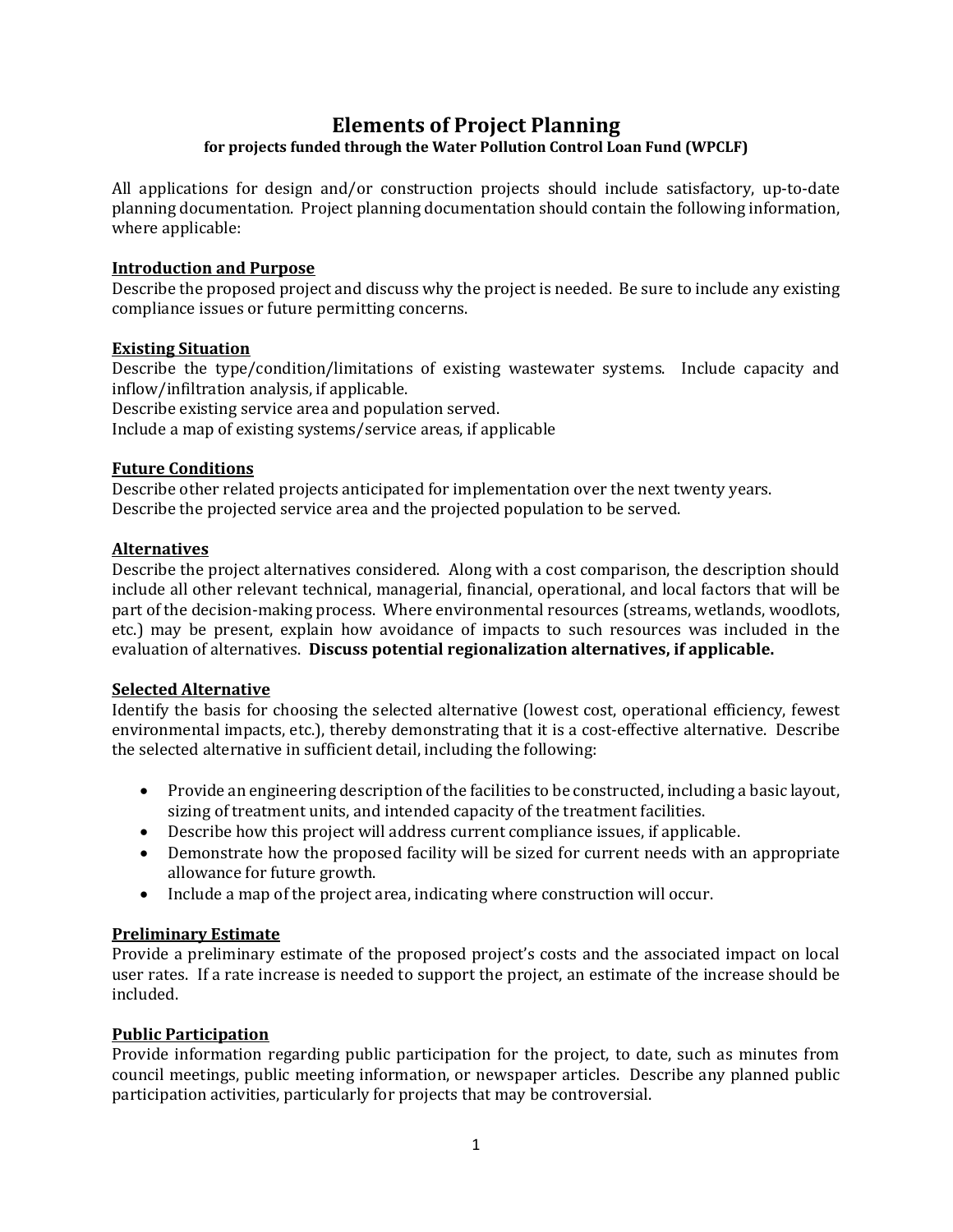# Elements of Project Planning

**for projects funded through the Water Pollution Control Loan Fund (WPCLF)**

All applications for design and/or construction projects should include satisfactory, up-to-date planning documentation. Project planning documentation should contain the following information, where applicable:

## Introduction and Purpose

Describe the proposed project and discuss why the project is needed. Be sure to include any existing compliance issues or future permitting concerns.

## Existing Situation

Describe the type/condition/limitations of existing wastewater systems. Include capacity and inflow/infiltration analysis, if applicable.
Describe existing service area and population served.
Include a map of existing systems/service areas, if applicable

## Future Conditions

Describe other related projects anticipated for implementation over the next twenty years.
Describe the projected service area and the projected population to be served.

## Alternatives

Describe the project alternatives considered. Along with a cost comparison, the description should include all other relevant technical, managerial, financial, operational, and local factors that will be part of the decision-making process. Where environmental resources (streams, wetlands, woodlots, etc.) may be present, explain how avoidance of impacts to such resources was included in the evaluation of alternatives. **Discuss potential regionalization alternatives, if applicable.**

## Selected Alternative

Identify the basis for choosing the selected alternative (lowest cost, operational efficiency, fewest environmental impacts, etc.), thereby demonstrating that it is a cost-effective alternative. Describe the selected alternative in sufficient detail, including the following:

- Provide an engineering description of the facilities to be constructed, including a basic layout, sizing of treatment units, and intended capacity of the treatment facilities.
- Describe how this project will address current compliance issues, if applicable.
- Demonstrate how the proposed facility will be sized for current needs with an appropriate allowance for future growth.
- Include a map of the project area, indicating where construction will occur.

## Preliminary Estimate

Provide a preliminary estimate of the proposed project's costs and the associated impact on local user rates. If a rate increase is needed to support the project, an estimate of the increase should be included.

## Public Participation

Provide information regarding public participation for the project, to date, such as minutes from council meetings, public meeting information, or newspaper articles. Describe any planned public participation activities, particularly for projects that may be controversial.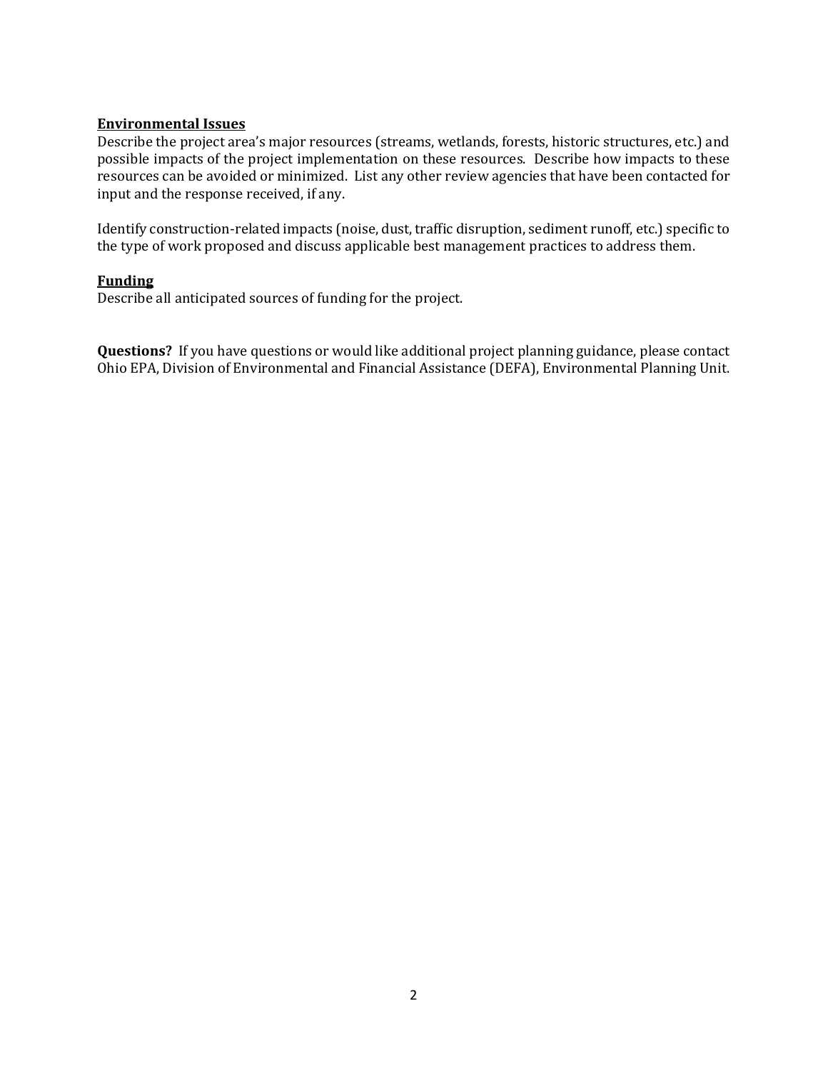**Environmental Issues**

Describe the project area's major resources (streams, wetlands, forests, historic structures, etc.) and possible impacts of the project implementation on these resources. Describe how impacts to these resources can be avoided or minimized. List any other review agencies that have been contacted for input and the response received, if any.

Identify construction-related impacts (noise, dust, traffic disruption, sediment runoff, etc.) specific to the type of work proposed and discuss applicable best management practices to address them.

**Funding**

Describe all anticipated sources of funding for the project.

**Questions?** If you have questions or would like additional project planning guidance, please contact Ohio EPA, Division of Environmental and Financial Assistance (DEFA), Environmental Planning Unit.